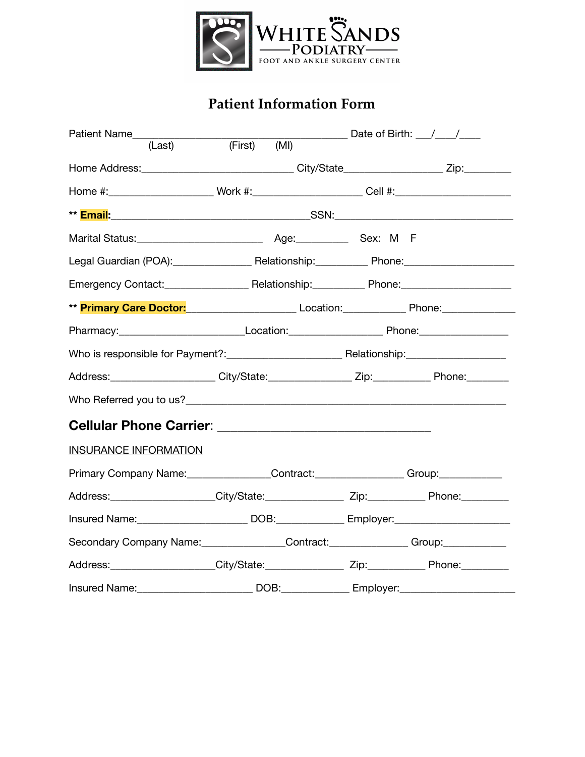WHITE SANDS
PODIATRY
FOOT AND ANKLE SURGERY CENTER

# Patient Information Form

Patient Name______________________________________ Date of Birth: ___/___/___
(Last) (First) (MI)

Home Address:___________________________ City/State_________________ Zip:________

Home #:__________________ Work #:__________________ Cell #:____________________

** **Email:**____________________________________SSN:________________________________

Marital Status:______________________ Age:_________ Sex: M F

Legal Guardian (POA):______________ Relationship:_________ Phone:___________________

Emergency Contact:_______________ Relationship:_________ Phone:___________________

** **Primary Care Doctor:**___________________ Location:___________ Phone:_____________

Pharmacy:______________________Location:________________ Phone:________________

Who is responsible for Payment?:____________________ Relationship:__________________

Address:__________________ City/State:______________ Zip:__________ Phone:________

Who Referred you to us?_________________________________________________________

**Cellular Phone Carrier:** ______________________________

INSURANCE INFORMATION

Primary Company Name:_______________Contract:_______________ Group:___________

Address:__________________City/State:_____________ Zip:__________ Phone:________

Insured Name:___________________ DOB:___________ Employer:____________________

Secondary Company Name:______________Contract:______________ Group:___________

Address:__________________City/State:_____________ Zip:__________ Phone:________

Insured Name:____________________ DOB:___________ Employer:____________________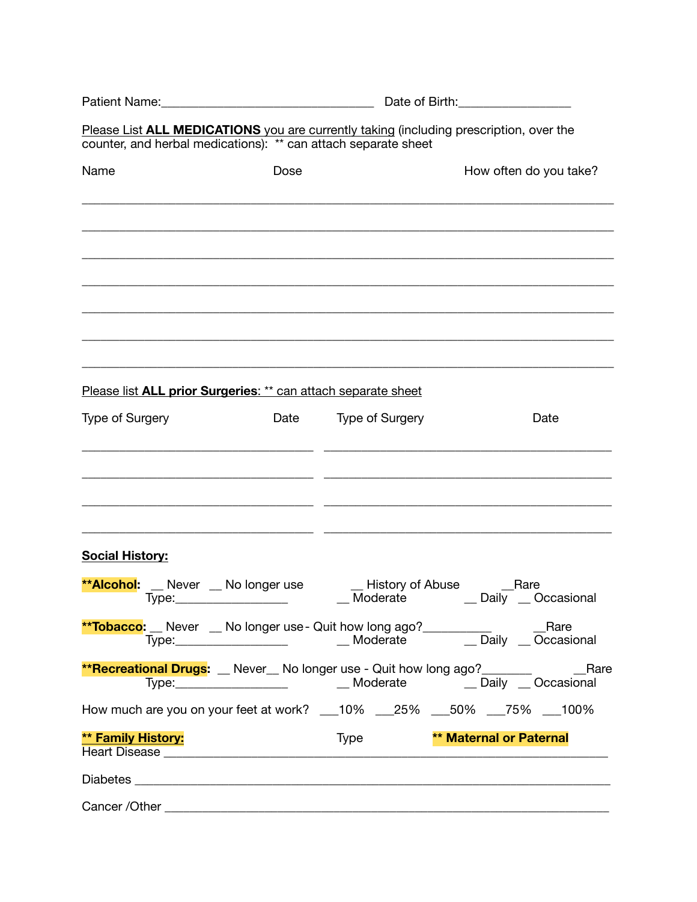Patient Name:_________________________________ Date of Birth:________________

<u>Please List **ALL MEDICATIONS** you are currently taking</u> (including prescription, over the counter, and herbal medications): ** can attach separate sheet

| Name | Dose | How often do you take? |
|---|---|---|
| | | |
| | | |
| | | |
| | | |
| | | |
| | | |
| | | |

<u>Please list **ALL prior Surgeries**: ** can attach separate sheet</u>

| Type of Surgery | Date | Type of Surgery | Date |
|---|---|---|---|
| | | | |
| | | | |
| | | | |
| | | | |

**<u>Social History:</u>**

****Alcohol:** __ Never __ No longer use __ History of Abuse __Rare
Type:________________ __ Moderate __ Daily __ Occasional

****Tobacco:** __ Never __ No longer use - Quit how long ago?__________ __Rare
Type:________________ __ Moderate __ Daily __ Occasional

****Recreational Drugs:** __ Never__ No longer use - Quit how long ago?_______ __Rare
Type:________________ __ Moderate __ Daily __ Occasional

How much are you on your feet at work? ___10% ___25% ___50% ___75% ___100%

**<u>** Family History:</u>** Type **** Maternal or Paternal**

Heart Disease ____________________________________________________________

Diabetes _________________________________________________________________

Cancer /Other ____________________________________________________________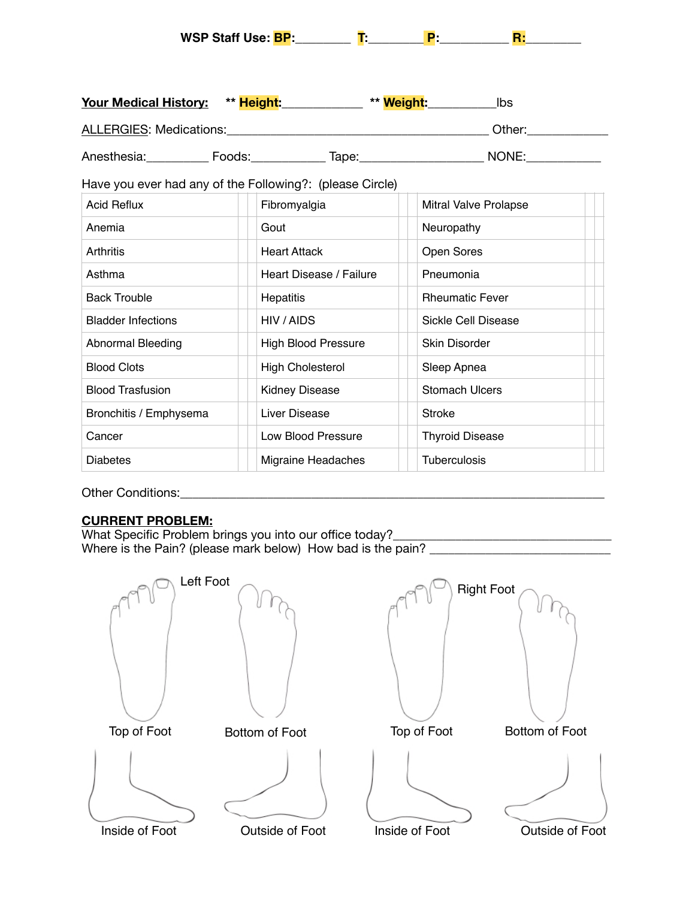**WSP Staff Use: BP:________ T:________ P:__________ R:________**

**Your Medical History:** ** **Height:**____________ ** **Weight:**__________lbs

ALLERGIES: Medications:________________________________________ Other:____________

Anesthesia:_________ Foods:___________ Tape:___________________ NONE:___________

Have you ever had any of the Following?: (please Circle)

| | | | | | |
|---|---|---|---|---|---|
| Acid Reflux | | Fibromyalgia | | Mitral Valve Prolapse | |
| Anemia | | Gout | | Neuropathy | |
| Arthritis | | Heart Attack | | Open Sores | |
| Asthma | | Heart Disease / Failure | | Pneumonia | |
| Back Trouble | | Hepatitis | | Rheumatic Fever | |
| Bladder Infections | | HIV / AIDS | | Sickle Cell Disease | |
| Abnormal Bleeding | | High Blood Pressure | | Skin Disorder | |
| Blood Clots | | High Cholesterol | | Sleep Apnea | |
| Blood Trasfusion | | Kidney Disease | | Stomach Ulcers | |
| Bronchitis / Emphysema | | Liver Disease | | Stroke | |
| Cancer | | Low Blood Pressure | | Thyroid Disease | |
| Diabetes | | Migraine Headaches | | Tuberculosis | |

Other Conditions:_____________________________________________________________

**CURRENT PROBLEM:**

What Specific Problem brings you into our office today?________________________________

Where is the Pain? (please mark below) How bad is the pain? ___________________________

Left Foot

Top of Foot

Bottom of Foot

Right Foot

Top of Foot

Bottom of Foot

Inside of Foot

Outside of Foot

Inside of Foot

Outside of Foot